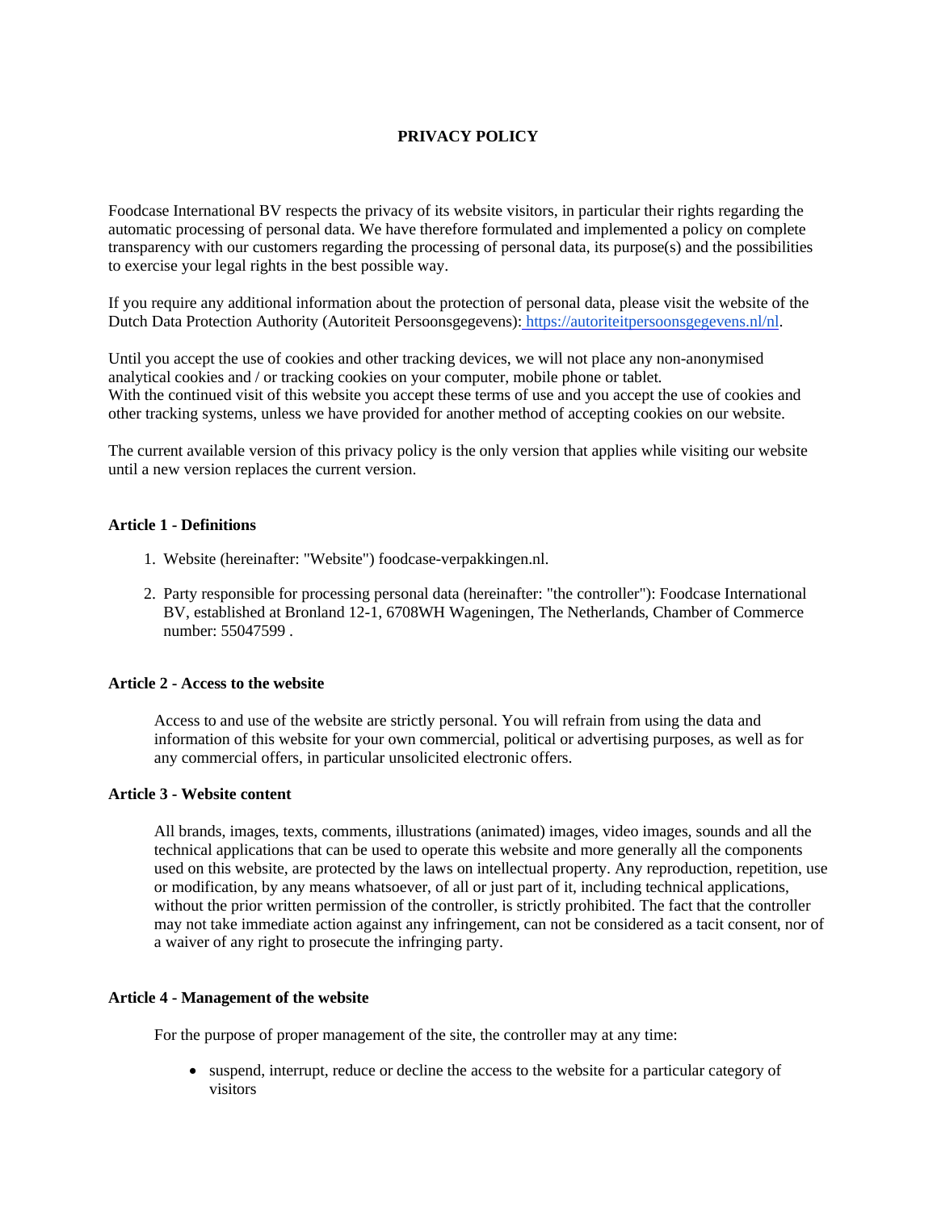# PRIVACY POLICY

Foodcase International BV respects the privacy of its website visitors, in particular their rights regarding the automatic processing of personal data. We have therefore formulated and implemented a policy on complete transparency with our customers regarding the processing of personal data, its purpose(s) and the possibilities to exercise your legal rights in the best possible way.

If you require any additional information about the protection of personal data, please visit the website of the Dutch Data Protection Authority (Autoriteit Persoonsgegevens): https://autoriteitpersoonsgegevens.nl/nl.

Until you accept the use of cookies and other tracking devices, we will not place any non-anonymised analytical cookies and / or tracking cookies on your computer, mobile phone or tablet.
With the continued visit of this website you accept these terms of use and you accept the use of cookies and other tracking systems, unless we have provided for another method of accepting cookies on our website.

The current available version of this privacy policy is the only version that applies while visiting our website until a new version replaces the current version.

### Article 1 - Definitions

1. Website (hereinafter: "Website") foodcase-verpakkingen.nl.
2. Party responsible for processing personal data (hereinafter: "the controller"): Foodcase International BV, established at Bronland 12-1, 6708WH Wageningen, The Netherlands, Chamber of Commerce number: 55047599 .

### Article 2 - Access to the website

Access to and use of the website are strictly personal. You will refrain from using the data and information of this website for your own commercial, political or advertising purposes, as well as for any commercial offers, in particular unsolicited electronic offers.

### Article 3 - Website content

All brands, images, texts, comments, illustrations (animated) images, video images, sounds and all the technical applications that can be used to operate this website and more generally all the components used on this website, are protected by the laws on intellectual property. Any reproduction, repetition, use or modification, by any means whatsoever, of all or just part of it, including technical applications, without the prior written permission of the controller, is strictly prohibited. The fact that the controller may not take immediate action against any infringement, can not be considered as a tacit consent, nor of a waiver of any right to prosecute the infringing party.

### Article 4 - Management of the website

For the purpose of proper management of the site, the controller may at any time:

- suspend, interrupt, reduce or decline the access to the website for a particular category of visitors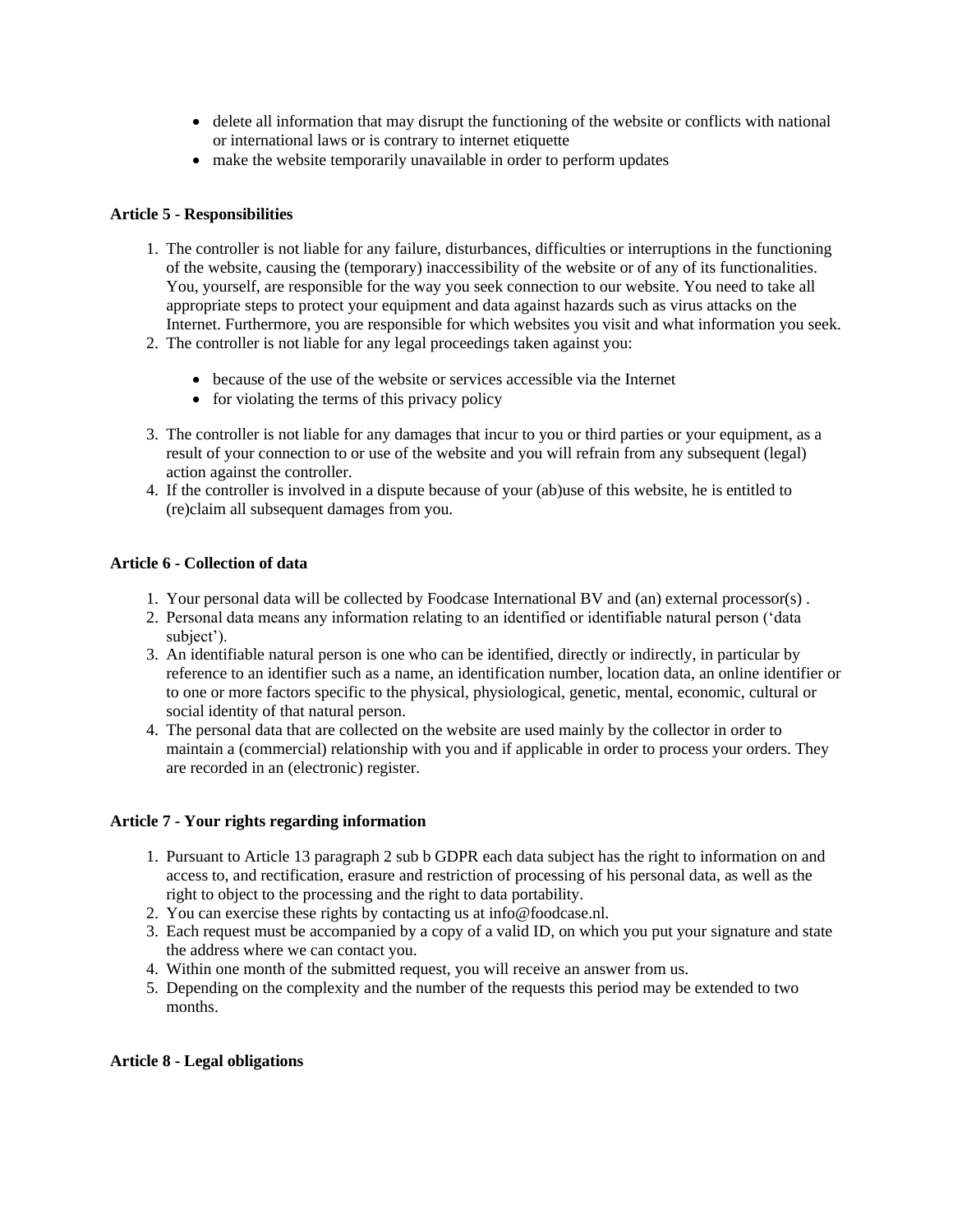- delete all information that may disrupt the functioning of the website or conflicts with national or international laws or is contrary to internet etiquette
- make the website temporarily unavailable in order to perform updates

**Article 5 - Responsibilities**

1. The controller is not liable for any failure, disturbances, difficulties or interruptions in the functioning of the website, causing the (temporary) inaccessibility of the website or of any of its functionalities. You, yourself, are responsible for the way you seek connection to our website. You need to take all appropriate steps to protect your equipment and data against hazards such as virus attacks on the Internet. Furthermore, you are responsible for which websites you visit and what information you seek.
2. The controller is not liable for any legal proceedings taken against you:
   - because of the use of the website or services accessible via the Internet
   - for violating the terms of this privacy policy
3. The controller is not liable for any damages that incur to you or third parties or your equipment, as a result of your connection to or use of the website and you will refrain from any subsequent (legal) action against the controller.
4. If the controller is involved in a dispute because of your (ab)use of this website, he is entitled to (re)claim all subsequent damages from you.

**Article 6 - Collection of data**

1. Your personal data will be collected by Foodcase International BV and (an) external processor(s) .
2. Personal data means any information relating to an identified or identifiable natural person ('data subject').
3. An identifiable natural person is one who can be identified, directly or indirectly, in particular by reference to an identifier such as a name, an identification number, location data, an online identifier or to one or more factors specific to the physical, physiological, genetic, mental, economic, cultural or social identity of that natural person.
4. The personal data that are collected on the website are used mainly by the collector in order to maintain a (commercial) relationship with you and if applicable in order to process your orders. They are recorded in an (electronic) register.

**Article 7 - Your rights regarding information**

1. Pursuant to Article 13 paragraph 2 sub b GDPR each data subject has the right to information on and access to, and rectification, erasure and restriction of processing of his personal data, as well as the right to object to the processing and the right to data portability.
2. You can exercise these rights by contacting us at info@foodcase.nl.
3. Each request must be accompanied by a copy of a valid ID, on which you put your signature and state the address where we can contact you.
4. Within one month of the submitted request, you will receive an answer from us.
5. Depending on the complexity and the number of the requests this period may be extended to two months.

**Article 8 - Legal obligations**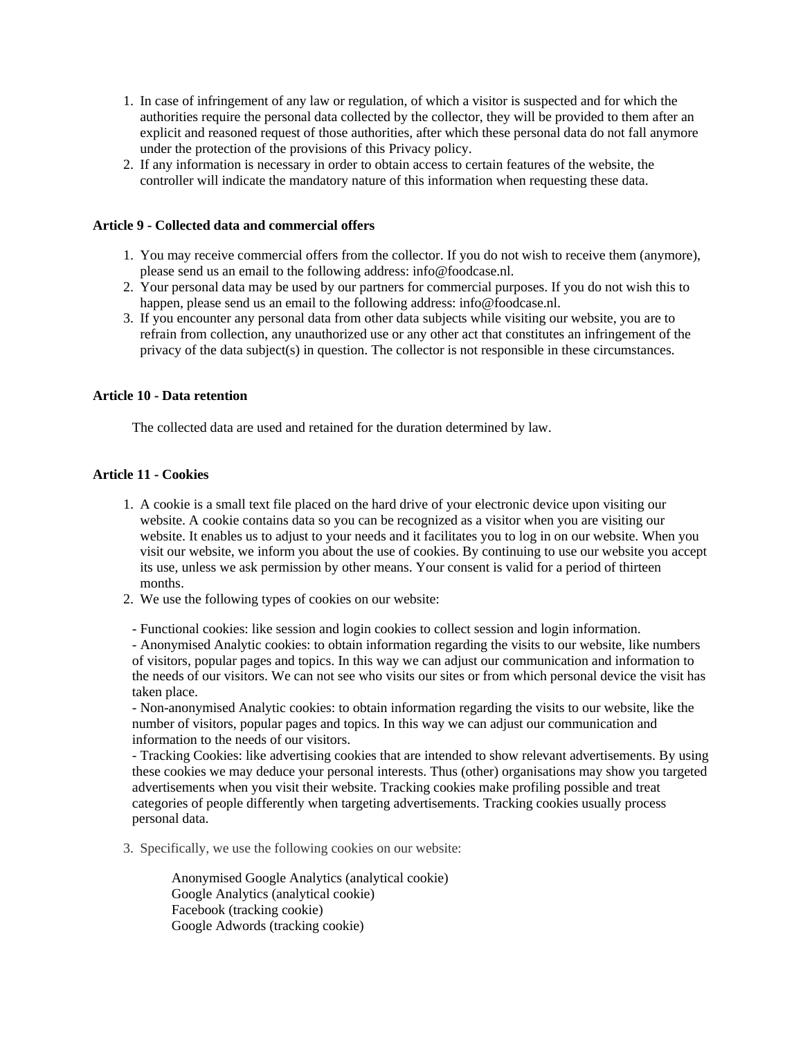1. In case of infringement of any law or regulation, of which a visitor is suspected and for which the authorities require the personal data collected by the collector, they will be provided to them after an explicit and reasoned request of those authorities, after which these personal data do not fall anymore under the protection of the provisions of this Privacy policy.
2. If any information is necessary in order to obtain access to certain features of the website, the controller will indicate the mandatory nature of this information when requesting these data.

**Article 9 - Collected data and commercial offers**

1. You may receive commercial offers from the collector. If you do not wish to receive them (anymore), please send us an email to the following address: info@foodcase.nl.
2. Your personal data may be used by our partners for commercial purposes. If you do not wish this to happen, please send us an email to the following address: info@foodcase.nl.
3. If you encounter any personal data from other data subjects while visiting our website, you are to refrain from collection, any unauthorized use or any other act that constitutes an infringement of the privacy of the data subject(s) in question. The collector is not responsible in these circumstances.

**Article 10 - Data retention**

The collected data are used and retained for the duration determined by law.

**Article 11 - Cookies**

1. A cookie is a small text file placed on the hard drive of your electronic device upon visiting our website. A cookie contains data so you can be recognized as a visitor when you are visiting our website. It enables us to adjust to your needs and it facilitates you to log in on our website. When you visit our website, we inform you about the use of cookies. By continuing to use our website you accept its use, unless we ask permission by other means. Your consent is valid for a period of thirteen months.
2. We use the following types of cookies on our website:

   - Functional cookies: like session and login cookies to collect session and login information.
   - Anonymised Analytic cookies: to obtain information regarding the visits to our website, like numbers of visitors, popular pages and topics. In this way we can adjust our communication and information to the needs of our visitors. We can not see who visits our sites or from which personal device the visit has taken place.
   - Non-anonymised Analytic cookies: to obtain information regarding the visits to our website, like the number of visitors, popular pages and topics. In this way we can adjust our communication and information to the needs of our visitors.
   - Tracking Cookies: like advertising cookies that are intended to show relevant advertisements. By using these cookies we may deduce your personal interests. Thus (other) organisations may show you targeted advertisements when you visit their website. Tracking cookies make profiling possible and treat categories of people differently when targeting advertisements. Tracking cookies usually process personal data.

3. Specifically, we use the following cookies on our website:

   Anonymised Google Analytics (analytical cookie)
   Google Analytics (analytical cookie)
   Facebook (tracking cookie)
   Google Adwords (tracking cookie)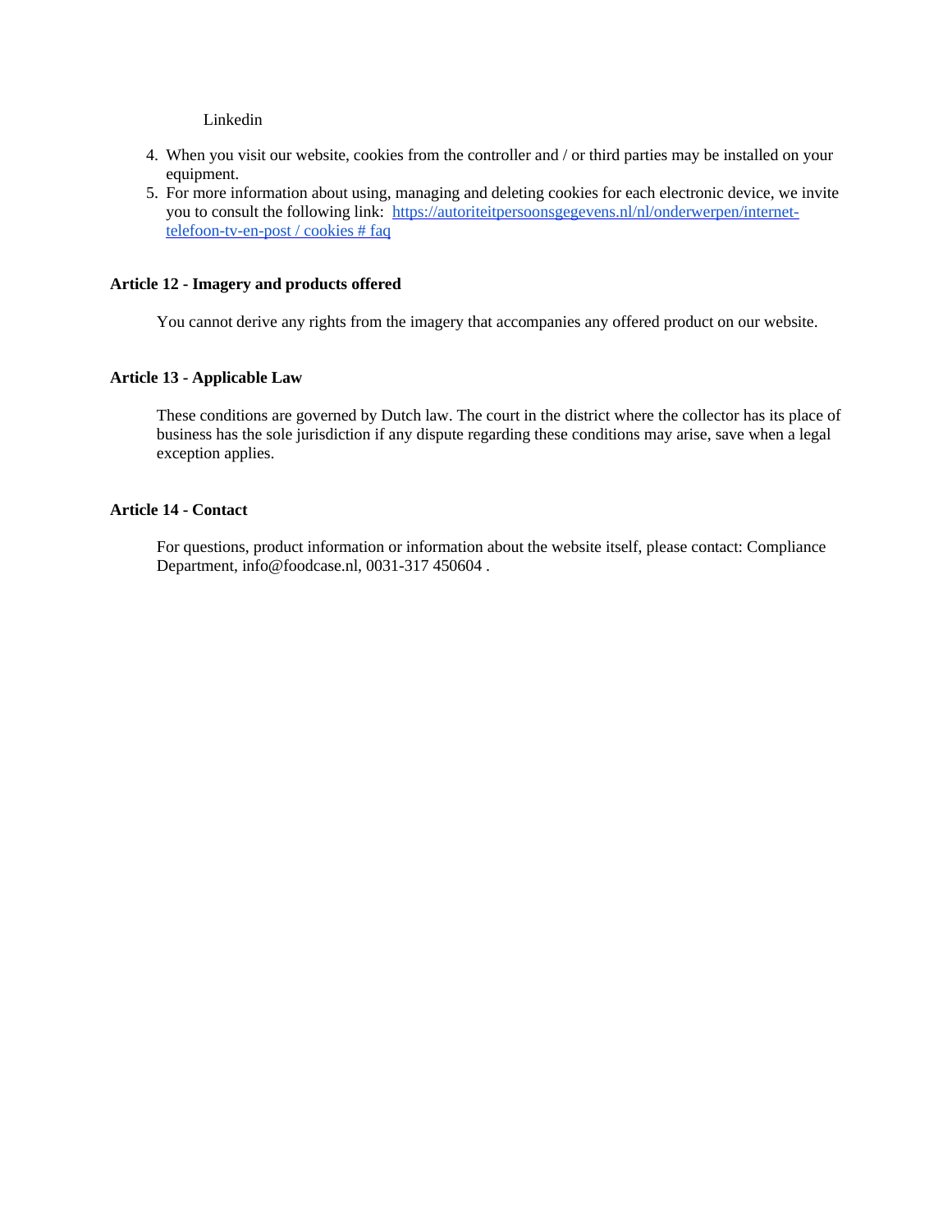Linkedin

4. When you visit our website, cookies from the controller and / or third parties may be installed on your equipment.
5. For more information about using, managing and deleting cookies for each electronic device, we invite you to consult the following link: [https://autoriteitpersoonsgegevens.nl/nl/onderwerpen/internet-telefoon-tv-en-post / cookies # faq](https://autoriteitpersoonsgegevens.nl/nl/onderwerpen/internet-telefoon-tv-en-post/cookies#faq)

**Article 12 - Imagery and products offered**

You cannot derive any rights from the imagery that accompanies any offered product on our website.

**Article 13 - Applicable Law**

These conditions are governed by Dutch law. The court in the district where the collector has its place of business has the sole jurisdiction if any dispute regarding these conditions may arise, save when a legal exception applies.

**Article 14 - Contact**

For questions, product information or information about the website itself, please contact: Compliance Department, info@foodcase.nl, 0031-317 450604 .